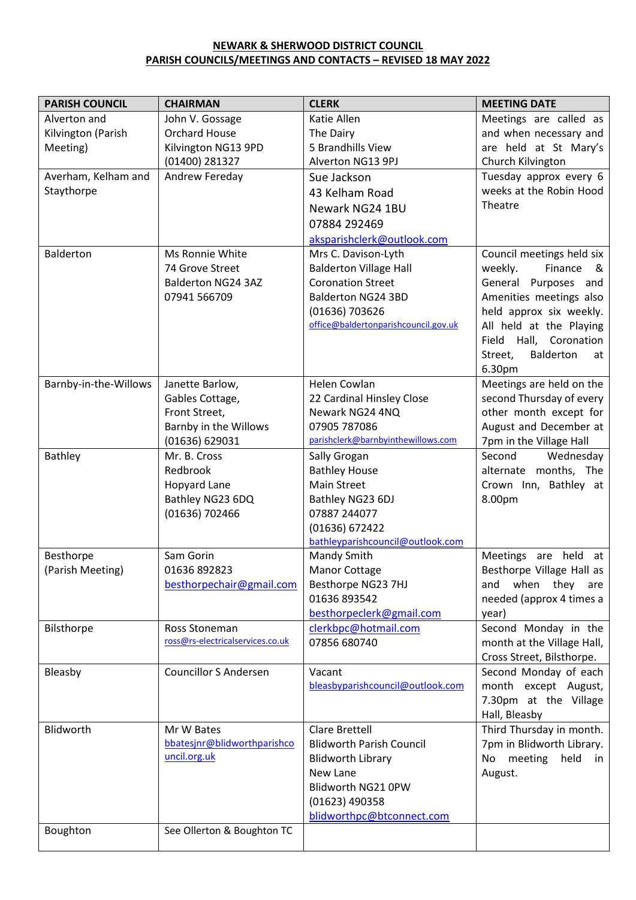**NEWARK & SHERWOOD DISTRICT COUNCIL**
**PARISH COUNCILS/MEETINGS AND CONTACTS – REVISED 18 MAY 2022**

| PARISH COUNCIL | CHAIRMAN | CLERK | MEETING DATE |
|---|---|---|---|
| Alverton and Kilvington (Parish Meeting) | John V. Gossage<br>Orchard House<br>Kilvington NG13 9PD<br>(01400) 281327 | Katie Allen<br>The Dairy<br>5 Brandhills View<br>Alverton NG13 9PJ | Meetings are called as and when necessary and are held at St Mary's Church Kilvington |
| Averham, Kelham and Staythorpe | Andrew Fereday | Sue Jackson<br>43 Kelham Road<br>Newark NG24 1BU<br>07884 292469<br>aksparishclerk@outlook.com | Tuesday approx every 6 weeks at the Robin Hood Theatre |
| Balderton | Ms Ronnie White<br>74 Grove Street<br>Balderton NG24 3AZ<br>07941 566709 | Mrs C. Davison-Lyth<br>Balderton Village Hall<br>Coronation Street<br>Balderton NG24 3BD<br>(01636) 703626<br>office@baldertonparishcouncil.gov.uk | Council meetings held six weekly. Finance & General Purposes and Amenities meetings also held approx six weekly. All held at the Playing Field Hall, Coronation Street, Balderton at 6.30pm |
| Barnby-in-the-Willows | Janette Barlow,<br>Gables Cottage,<br>Front Street,<br>Barnby in the Willows<br>(01636) 629031 | Helen Cowlan<br>22 Cardinal Hinsley Close<br>Newark NG24 4NQ<br>07905 787086<br>parishclerk@barnbyinthewillows.com | Meetings are held on the second Thursday of every other month except for August and December at 7pm in the Village Hall |
| Bathley | Mr. B. Cross<br>Redbrook<br>Hopyard Lane<br>Bathley NG23 6DQ<br>(01636) 702466 | Sally Grogan<br>Bathley House<br>Main Street<br>Bathley NG23 6DJ<br>07887 244077<br>(01636) 672422<br>bathleyparishcouncil@outlook.com | Second Wednesday alternate months, The Crown Inn, Bathley at 8.00pm |
| Besthorpe (Parish Meeting) | Sam Gorin<br>01636 892823<br>besthorpechair@gmail.com | Mandy Smith<br>Manor Cottage<br>Besthorpe NG23 7HJ<br>01636 893542<br>besthorpeclerk@gmail.com | Meetings are held at Besthorpe Village Hall as and when they are needed (approx 4 times a year) |
| Bilsthorpe | Ross Stoneman<br>ross@rs-electricalservices.co.uk | clerkbpc@hotmail.com<br>07856 680740 | Second Monday in the month at the Village Hall, Cross Street, Bilsthorpe. |
| Bleasby | Councillor S Andersen | Vacant<br>bleasbyparishcouncil@outlook.com | Second Monday of each month except August, 7.30pm at the Village Hall, Bleasby |
| Blidworth | Mr W Bates<br>bbatesjnr@blidworthparishcouncil.org.uk | Clare Brettell<br>Blidworth Parish Council<br>Blidworth Library<br>New Lane<br>Blidworth NG21 0PW<br>(01623) 490358<br>blidworthpc@btconnect.com | Third Thursday in month. 7pm in Blidworth Library. No meeting held in August. |
| Boughton | See Ollerton & Boughton TC | | |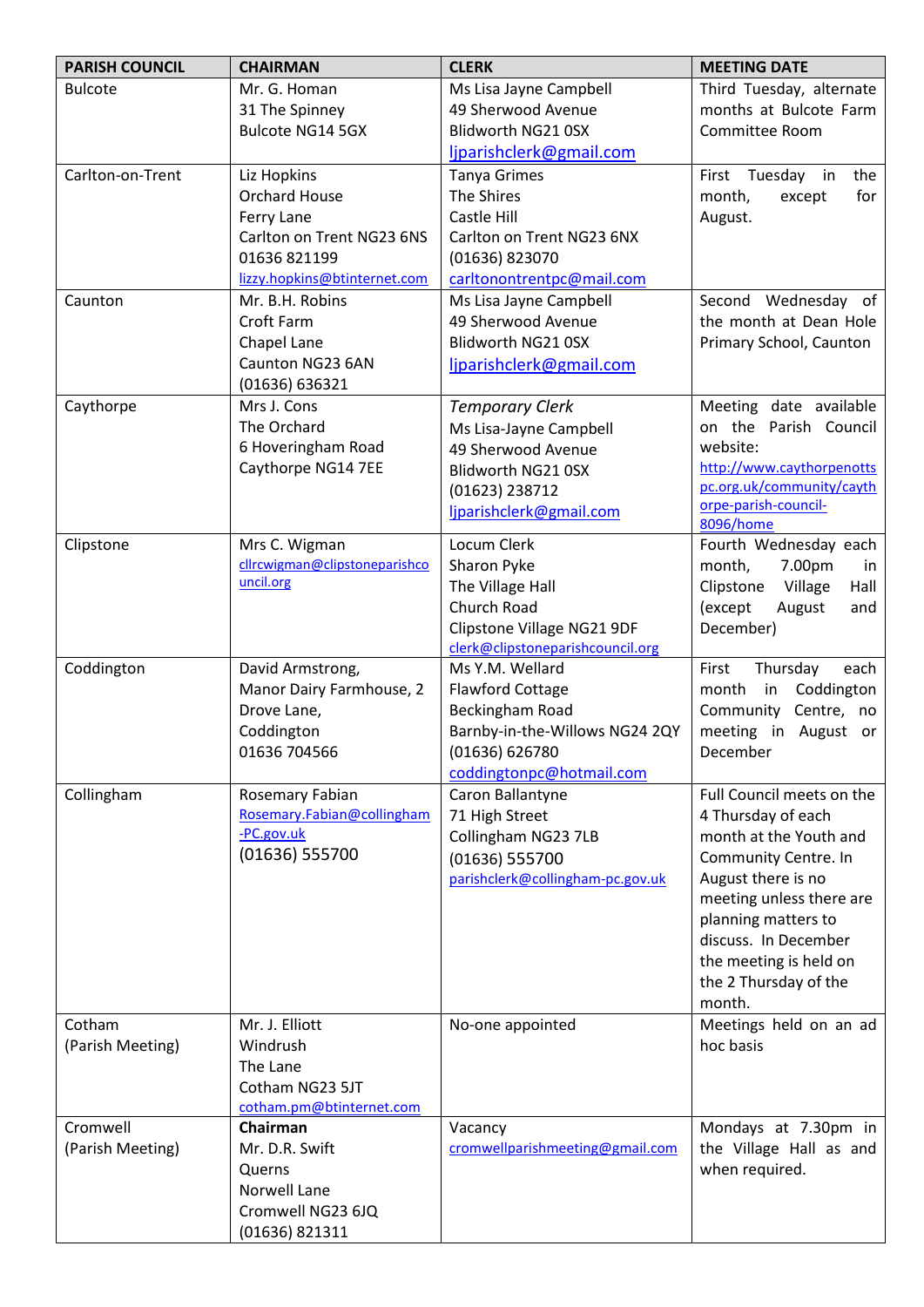| PARISH COUNCIL | CHAIRMAN | CLERK | MEETING DATE |
|---|---|---|---|
| Bulcote | Mr. G. Homan<br>31 The Spinney<br>Bulcote NG14 5GX | Ms Lisa Jayne Campbell<br>49 Sherwood Avenue<br>Blidworth NG21 0SX<br>ljparishclerk@gmail.com | Third Tuesday, alternate months at Bulcote Farm Committee Room |
| Carlton-on-Trent | Liz Hopkins<br>Orchard House<br>Ferry Lane<br>Carlton on Trent NG23 6NS<br>01636 821199<br>lizzy.hopkins@btinternet.com | Tanya Grimes<br>The Shires<br>Castle Hill<br>Carlton on Trent NG23 6NX<br>(01636) 823070<br>carltonontrentpc@mail.com | First Tuesday in the month, except for August. |
| Caunton | Mr. B.H. Robins<br>Croft Farm<br>Chapel Lane<br>Caunton NG23 6AN<br>(01636) 636321 | Ms Lisa Jayne Campbell<br>49 Sherwood Avenue<br>Blidworth NG21 0SX<br>ljparishclerk@gmail.com | Second Wednesday of the month at Dean Hole Primary School, Caunton |
| Caythorpe | Mrs J. Cons<br>The Orchard<br>6 Hoveringham Road<br>Caythorpe NG14 7EE | *Temporary Clerk*<br>Ms Lisa-Jayne Campbell<br>49 Sherwood Avenue<br>Blidworth NG21 0SX<br>(01623) 238712<br>ljparishclerk@gmail.com | Meeting date available on the Parish Council website:<br>http://www.caythorpenottspc.org.uk/community/caythorpe-parish-council-8096/home |
| Clipstone | Mrs C. Wigman<br>cllrcwigman@clipstoneparishcouncil.org | Locum Clerk<br>Sharon Pyke<br>The Village Hall<br>Church Road<br>Clipstone Village NG21 9DF<br>clerk@clipstoneparishcouncil.org | Fourth Wednesday each month, 7.00pm in Clipstone Village Hall (except August and December) |
| Coddington | David Armstrong,<br>Manor Dairy Farmhouse, 2 Drove Lane,<br>Coddington<br>01636 704566 | Ms Y.M. Wellard<br>Flawford Cottage<br>Beckingham Road<br>Barnby-in-the-Willows NG24 2QY<br>(01636) 626780<br>coddingtonpc@hotmail.com | First Thursday each month in Coddington Community Centre, no meeting in August or December |
| Collingham | Rosemary Fabian<br>Rosemary.Fabian@collingham-PC.gov.uk<br>(01636) 555700 | Caron Ballantyne<br>71 High Street<br>Collingham NG23 7LB<br>(01636) 555700<br>parishclerk@collingham-pc.gov.uk | Full Council meets on the 4 Thursday of each month at the Youth and Community Centre. In August there is no meeting unless there are planning matters to discuss. In December the meeting is held on the 2 Thursday of the month. |
| Cotham<br>(Parish Meeting) | Mr. J. Elliott<br>Windrush<br>The Lane<br>Cotham NG23 5JT<br>cotham.pm@btinternet.com | No-one appointed | Meetings held on an ad hoc basis |
| Cromwell<br>(Parish Meeting) | **Chairman**<br>Mr. D.R. Swift<br>Querns<br>Norwell Lane<br>Cromwell NG23 6JQ<br>(01636) 821311 | Vacancy<br>cromwellparishmeeting@gmail.com | Mondays at 7.30pm in the Village Hall as and when required. |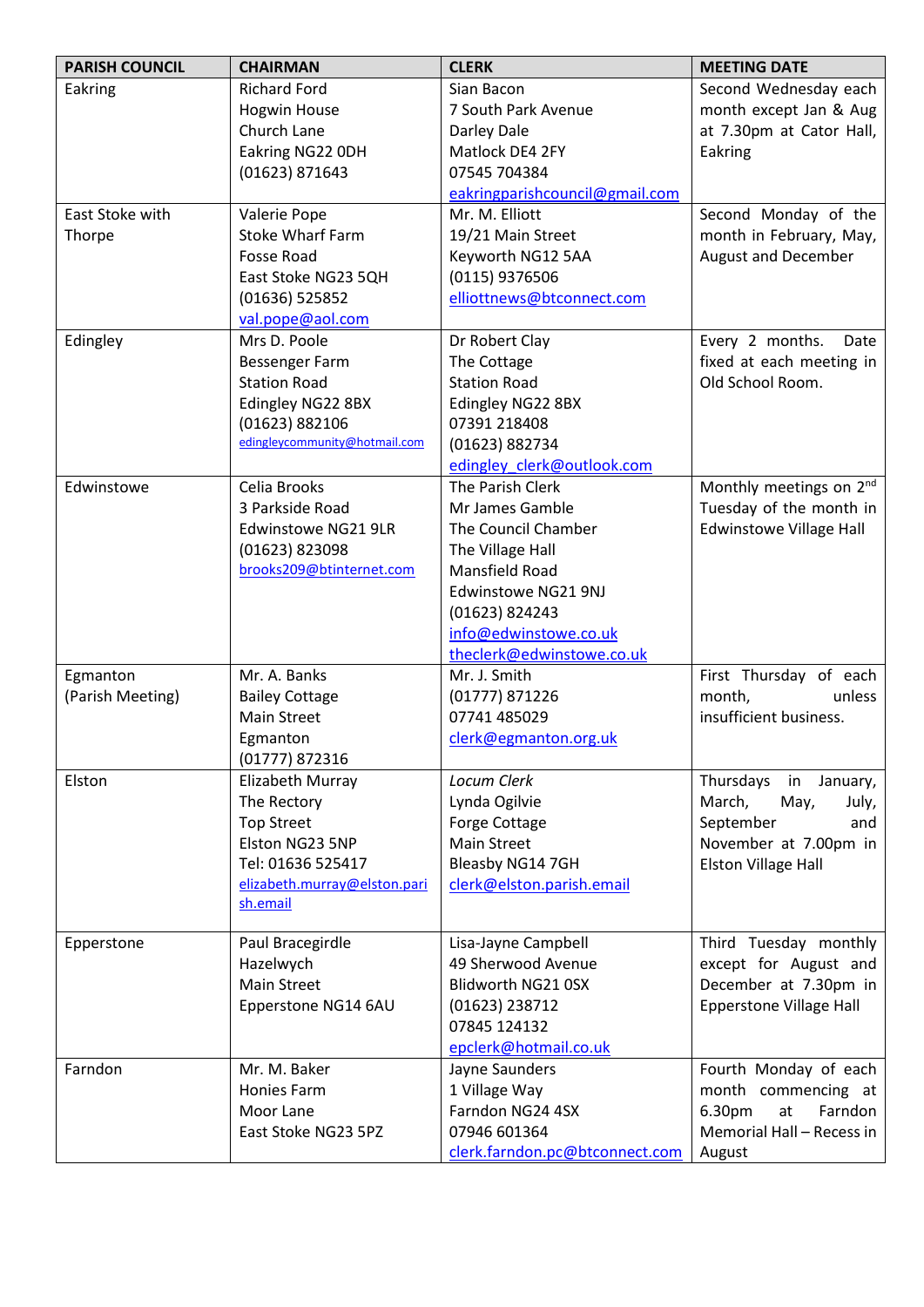| PARISH COUNCIL | CHAIRMAN | CLERK | MEETING DATE |
|---|---|---|---|
| Eakring | Richard Ford<br>Hogwin House<br>Church Lane<br>Eakring NG22 0DH<br>(01623) 871643 | Sian Bacon<br>7 South Park Avenue<br>Darley Dale<br>Matlock DE4 2FY<br>07545 704384<br>eakringparishcouncil@gmail.com | Second Wednesday each month except Jan & Aug at 7.30pm at Cator Hall, Eakring |
| East Stoke with Thorpe | Valerie Pope<br>Stoke Wharf Farm<br>Fosse Road<br>East Stoke NG23 5QH<br>(01636) 525852<br>val.pope@aol.com | Mr. M. Elliott<br>19/21 Main Street<br>Keyworth NG12 5AA<br>(0115) 9376506<br>elliottnews@btconnect.com | Second Monday of the month in February, May, August and December |
| Edingley | Mrs D. Poole<br>Bessenger Farm<br>Station Road<br>Edingley NG22 8BX<br>(01623) 882106<br>edingleycommunity@hotmail.com | Dr Robert Clay<br>The Cottage<br>Station Road<br>Edingley NG22 8BX<br>07391 218408<br>(01623) 882734<br>edingley_clerk@outlook.com | Every 2 months. Date fixed at each meeting in Old School Room. |
| Edwinstowe | Celia Brooks<br>3 Parkside Road<br>Edwinstowe NG21 9LR<br>(01623) 823098<br>brooks209@btinternet.com | The Parish Clerk<br>Mr James Gamble<br>The Council Chamber<br>The Village Hall<br>Mansfield Road<br>Edwinstowe NG21 9NJ<br>(01623) 824243<br>info@edwinstowe.co.uk<br>theclerk@edwinstowe.co.uk | Monthly meetings on 2nd Tuesday of the month in Edwinstowe Village Hall |
| Egmanton (Parish Meeting) | Mr. A. Banks<br>Bailey Cottage<br>Main Street<br>Egmanton<br>(01777) 872316 | Mr. J. Smith<br>(01777) 871226<br>07741 485029<br>clerk@egmanton.org.uk | First Thursday of each month, unless insufficient business. |
| Elston | Elizabeth Murray<br>The Rectory<br>Top Street<br>Elston NG23 5NP<br>Tel: 01636 525417<br>elizabeth.murray@elston.parish.email | *Locum Clerk*<br>Lynda Ogilvie<br>Forge Cottage<br>Main Street<br>Bleasby NG14 7GH<br>clerk@elston.parish.email | Thursdays in January, March, May, July, September and November at 7.00pm in Elston Village Hall |
| Epperstone | Paul Bracegirdle<br>Hazelwych<br>Main Street<br>Epperstone NG14 6AU | Lisa-Jayne Campbell<br>49 Sherwood Avenue<br>Blidworth NG21 0SX<br>(01623) 238712<br>07845 124132<br>epclerk@hotmail.co.uk | Third Tuesday monthly except for August and December at 7.30pm in Epperstone Village Hall |
| Farndon | Mr. M. Baker<br>Honies Farm<br>Moor Lane<br>East Stoke NG23 5PZ | Jayne Saunders<br>1 Village Way<br>Farndon NG24 4SX<br>07946 601364<br>clerk.farndon.pc@btconnect.com | Fourth Monday of each month commencing at 6.30pm at Farndon Memorial Hall – Recess in August |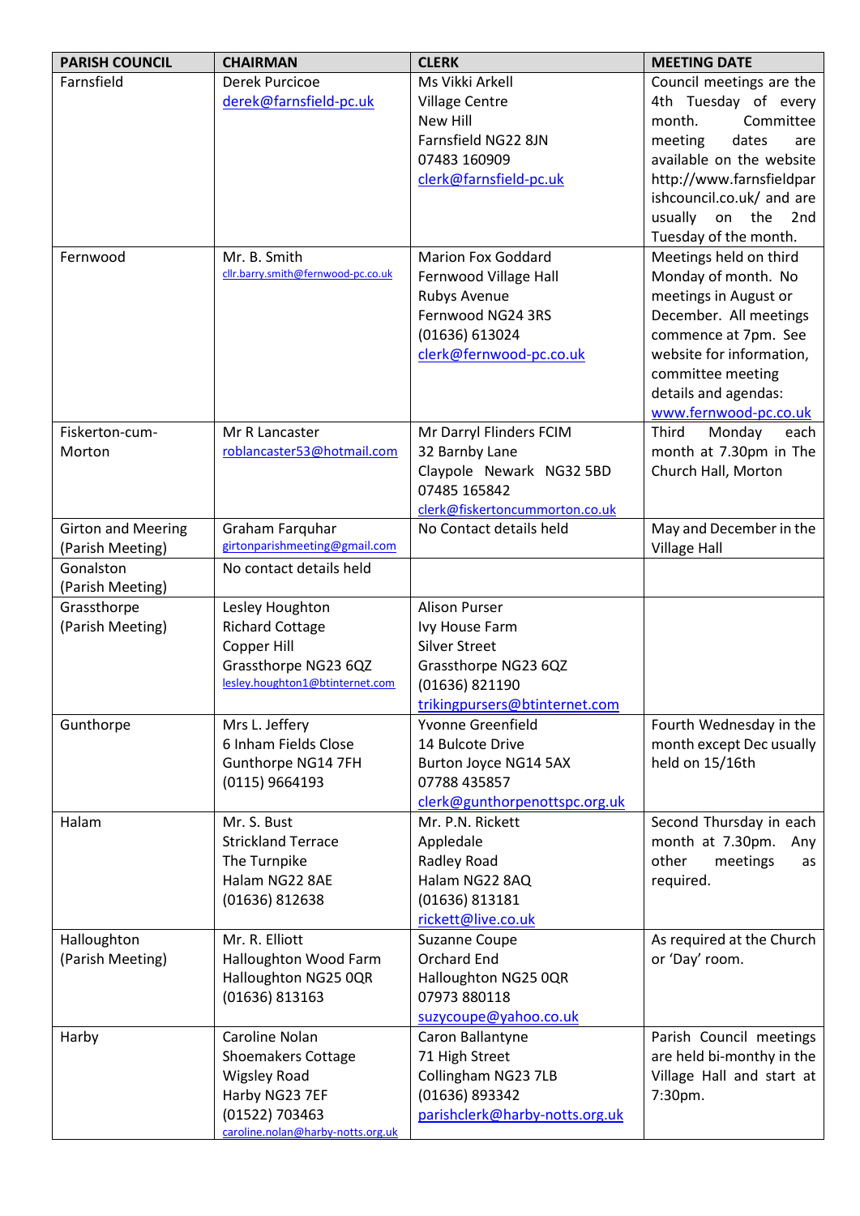| PARISH COUNCIL | CHAIRMAN | CLERK | MEETING DATE |
|---|---|---|---|
| Farnsfield | Derek Purcicoe<br>derek@farnsfield-pc.uk | Ms Vikki Arkell<br>Village Centre<br>New Hill<br>Farnsfield NG22 8JN<br>07483 160909<br>clerk@farnsfield-pc.uk | Council meetings are the 4th Tuesday of every month. Committee meeting dates are available on the website http://www.farnsfieldparishcouncil.co.uk/ and are usually on the 2nd Tuesday of the month. |
| Fernwood | Mr. B. Smith<br>cllr.barry.smith@fernwood-pc.co.uk | Marion Fox Goddard<br>Fernwood Village Hall<br>Rubys Avenue<br>Fernwood NG24 3RS<br>(01636) 613024<br>clerk@fernwood-pc.co.uk | Meetings held on third Monday of month. No meetings in August or December. All meetings commence at 7pm. See website for information, committee meeting details and agendas: www.fernwood-pc.co.uk |
| Fiskerton-cum-Morton | Mr R Lancaster<br>roblancaster53@hotmail.com | Mr Darryl Flinders FCIM<br>32 Barnby Lane<br>Claypole Newark NG32 5BD<br>07485 165842<br>clerk@fiskertoncummorton.co.uk | Third Monday each month at 7.30pm in The Church Hall, Morton |
| Girton and Meering (Parish Meeting) | Graham Farquhar<br>girtonparishmeeting@gmail.com | No Contact details held | May and December in the Village Hall |
| Gonalston (Parish Meeting) | No contact details held | | |
| Grassthorpe (Parish Meeting) | Lesley Houghton<br>Richard Cottage<br>Copper Hill<br>Grassthorpe NG23 6QZ<br>lesley.houghton1@btinternet.com | Alison Purser<br>Ivy House Farm<br>Silver Street<br>Grassthorpe NG23 6QZ<br>(01636) 821190<br>trikingpursers@btinternet.com | |
| Gunthorpe | Mrs L. Jeffery<br>6 Inham Fields Close<br>Gunthorpe NG14 7FH<br>(0115) 9664193 | Yvonne Greenfield<br>14 Bulcote Drive<br>Burton Joyce NG14 5AX<br>07788 435857<br>clerk@gunthorpenottspc.org.uk | Fourth Wednesday in the month except Dec usually held on 15/16th |
| Halam | Mr. S. Bust<br>Strickland Terrace<br>The Turnpike<br>Halam NG22 8AE<br>(01636) 812638 | Mr. P.N. Rickett<br>Appledale<br>Radley Road<br>Halam NG22 8AQ<br>(01636) 813181<br>rickett@live.co.uk | Second Thursday in each month at 7.30pm. Any other meetings as required. |
| Halloughton (Parish Meeting) | Mr. R. Elliott<br>Halloughton Wood Farm<br>Halloughton NG25 0QR<br>(01636) 813163 | Suzanne Coupe<br>Orchard End<br>Halloughton NG25 0QR<br>07973 880118<br>suzycoupe@yahoo.co.uk | As required at the Church or 'Day' room. |
| Harby | Caroline Nolan<br>Shoemakers Cottage<br>Wigsley Road<br>Harby NG23 7EF<br>(01522) 703463<br>caroline.nolan@harby-notts.org.uk | Caron Ballantyne<br>71 High Street<br>Collingham NG23 7LB<br>(01636) 893342<br>parishclerk@harby-notts.org.uk | Parish Council meetings are held bi-monthy in the Village Hall and start at 7:30pm. |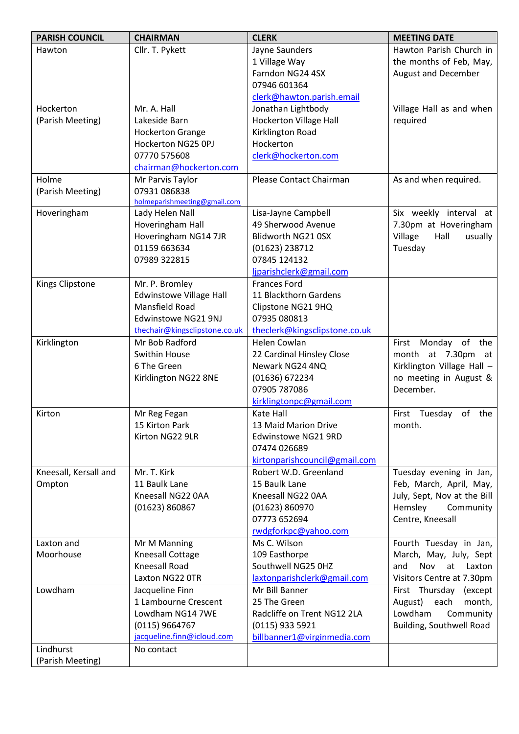| PARISH COUNCIL | CHAIRMAN | CLERK | MEETING DATE |
|---|---|---|---|
| Hawton | Cllr. T. Pykett | Jayne Saunders<br>1 Village Way<br>Farndon NG24 4SX<br>07946 601364<br>clerk@hawton.parish.email | Hawton Parish Church in the months of Feb, May, August and December |
| Hockerton<br>(Parish Meeting) | Mr. A. Hall<br>Lakeside Barn<br>Hockerton Grange<br>Hockerton NG25 0PJ<br>07770 575608<br>chairman@hockerton.com | Jonathan Lightbody<br>Hockerton Village Hall<br>Kirklington Road<br>Hockerton<br>clerk@hockerton.com | Village Hall as and when required |
| Holme<br>(Parish Meeting) | Mr Parvis Taylor<br>07931 086838<br>holmeparishmeeting@gmail.com | Please Contact Chairman | As and when required. |
| Hoveringham | Lady Helen Nall<br>Hoveringham Hall<br>Hoveringham NG14 7JR<br>01159 663634<br>07989 322815 | Lisa-Jayne Campbell<br>49 Sherwood Avenue<br>Blidworth NG21 0SX<br>(01623) 238712<br>07845 124132<br>ljparishclerk@gmail.com | Six weekly interval at 7.30pm at Hoveringham Village Hall usually Tuesday |
| Kings Clipstone | Mr. P. Bromley<br>Edwinstowe Village Hall<br>Mansfield Road<br>Edwinstowe NG21 9NJ<br>thechair@kingsclipstone.co.uk | Frances Ford<br>11 Blackthorn Gardens<br>Clipstone NG21 9HQ<br>07935 080813<br>theclerk@kingsclipstone.co.uk | |
| Kirklington | Mr Bob Radford<br>Swithin House<br>6 The Green<br>Kirklington NG22 8NE | Helen Cowlan<br>22 Cardinal Hinsley Close<br>Newark NG24 4NQ<br>(01636) 672234<br>07905 787086<br>kirklingtonpc@gmail.com | First Monday of the month at 7.30pm at Kirklington Village Hall – no meeting in August & December. |
| Kirton | Mr Reg Fegan<br>15 Kirton Park<br>Kirton NG22 9LR | Kate Hall<br>13 Maid Marion Drive<br>Edwinstowe NG21 9RD<br>07474 026689<br>kirtonparishcouncil@gmail.com | First Tuesday of the month. |
| Kneesall, Kersall and Ompton | Mr. T. Kirk<br>11 Baulk Lane<br>Kneesall NG22 0AA<br>(01623) 860867 | Robert W.D. Greenland<br>15 Baulk Lane<br>Kneesall NG22 0AA<br>(01623) 860970<br>07773 652694<br>rwdgforkpc@yahoo.com | Tuesday evening in Jan, Feb, March, April, May, July, Sept, Nov at the Bill Hemsley Community Centre, Kneesall |
| Laxton and Moorhouse | Mr M Manning<br>Kneesall Cottage<br>Kneesall Road<br>Laxton NG22 0TR | Ms C. Wilson<br>109 Easthorpe<br>Southwell NG25 0HZ<br>laxtonparishclerk@gmail.com | Fourth Tuesday in Jan, March, May, July, Sept and Nov at Laxton Visitors Centre at 7.30pm |
| Lowdham | Jacqueline Finn<br>1 Lambourne Crescent<br>Lowdham NG14 7WE<br>(0115) 9664767<br>jacqueline.finn@icloud.com | Mr Bill Banner<br>25 The Green<br>Radcliffe on Trent NG12 2LA<br>(0115) 933 5921<br>billbanner1@virginmedia.com | First Thursday (except August) each month, Lowdham Community Building, Southwell Road |
| Lindhurst<br>(Parish Meeting) | No contact | | |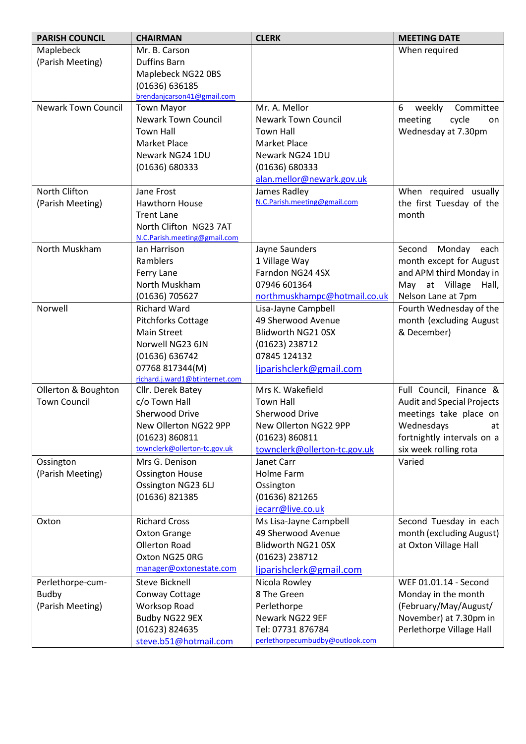| PARISH COUNCIL | CHAIRMAN | CLERK | MEETING DATE |
| --- | --- | --- | --- |
| Maplebeck (Parish Meeting) | Mr. B. Carson<br>Duffins Barn<br>Maplebeck NG22 0BS<br>(01636) 636185<br>brendanjcarson41@gmail.com | | When required |
| Newark Town Council | Town Mayor<br>Newark Town Council<br>Town Hall<br>Market Place<br>Newark NG24 1DU<br>(01636) 680333 | Mr. A. Mellor<br>Newark Town Council<br>Town Hall<br>Market Place<br>Newark NG24 1DU<br>(01636) 680333<br>alan.mellor@newark.gov.uk | 6 weekly Committee meeting cycle on Wednesday at 7.30pm |
| North Clifton (Parish Meeting) | Jane Frost<br>Hawthorn House<br>Trent Lane<br>North Clifton NG23 7AT<br>N.C.Parish.meeting@gmail.com | James Radley<br>N.C.Parish.meeting@gmail.com | When required usually the first Tuesday of the month |
| North Muskham | Ian Harrison<br>Ramblers<br>Ferry Lane<br>North Muskham<br>(01636) 705627 | Jayne Saunders<br>1 Village Way<br>Farndon NG24 4SX<br>07946 601364<br>northmuskhampc@hotmail.co.uk | Second Monday each month except for August and APM third Monday in May at Village Hall, Nelson Lane at 7pm |
| Norwell | Richard Ward<br>Pitchforks Cottage<br>Main Street<br>Norwell NG23 6JN<br>(01636) 636742<br>07768 817344(M)<br>richard.j.ward1@btinternet.com | Lisa-Jayne Campbell<br>49 Sherwood Avenue<br>Blidworth NG21 0SX<br>(01623) 238712<br>07845 124132<br>ljparishclerk@gmail.com | Fourth Wednesday of the month (excluding August & December) |
| Ollerton & Boughton Town Council | Cllr. Derek Batey<br>c/o Town Hall<br>Sherwood Drive<br>New Ollerton NG22 9PP<br>(01623) 860811<br>townclerk@ollerton-tc.gov.uk | Mrs K. Wakefield<br>Town Hall<br>Sherwood Drive<br>New Ollerton NG22 9PP<br>(01623) 860811<br>townclerk@ollerton-tc.gov.uk | Full Council, Finance & Audit and Special Projects meetings take place on Wednesdays at fortnightly intervals on a six week rolling rota |
| Ossington (Parish Meeting) | Mrs G. Denison<br>Ossington House<br>Ossington NG23 6LJ<br>(01636) 821385 | Janet Carr<br>Holme Farm<br>Ossington<br>(01636) 821265<br>jecarr@live.co.uk | Varied |
| Oxton | Richard Cross<br>Oxton Grange<br>Ollerton Road<br>Oxton NG25 0RG<br>manager@oxtonestate.com | Ms Lisa-Jayne Campbell<br>49 Sherwood Avenue<br>Blidworth NG21 0SX<br>(01623) 238712<br>ljparishclerk@gmail.com | Second Tuesday in each month (excluding August) at Oxton Village Hall |
| Perlethorpe-cum-Budby (Parish Meeting) | Steve Bicknell<br>Conway Cottage<br>Worksop Road<br>Budby NG22 9EX<br>(01623) 824635<br>steve.b51@hotmail.com | Nicola Rowley<br>8 The Green<br>Perlethorpe<br>Newark NG22 9EF<br>Tel: 07731 876784<br>perlethorpecumbudby@outlook.com | WEF 01.01.14 - Second Monday in the month (February/May/August/ November) at 7.30pm in Perlethorpe Village Hall |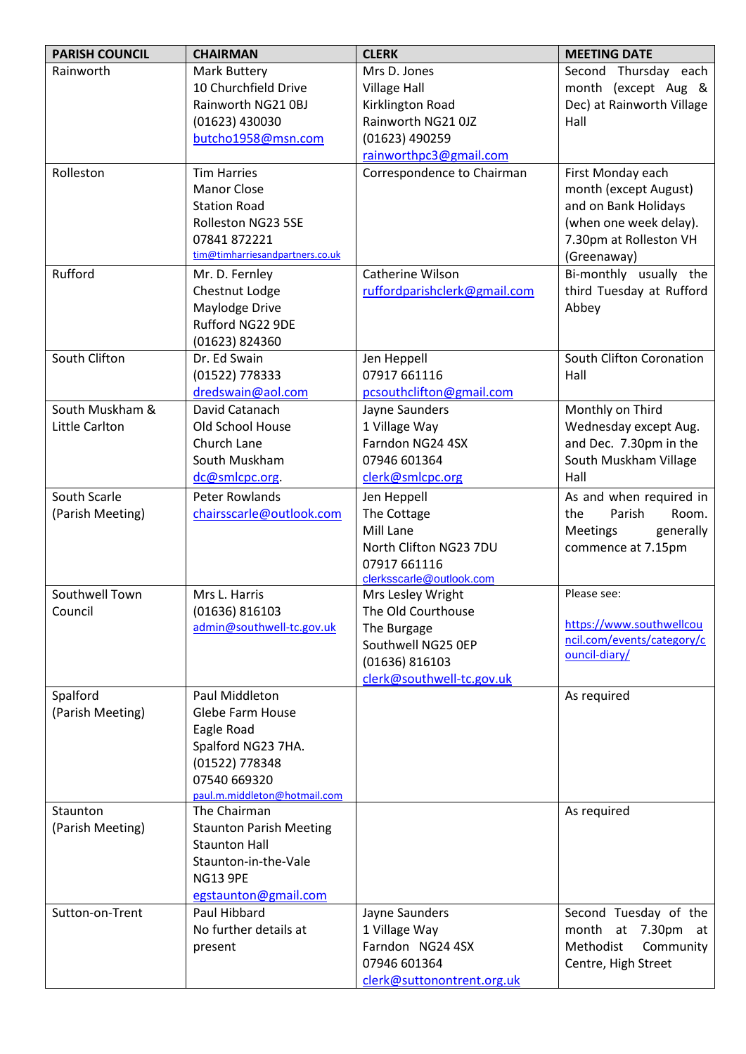| PARISH COUNCIL | CHAIRMAN | CLERK | MEETING DATE |
|---|---|---|---|
| Rainworth | Mark Buttery<br>10 Churchfield Drive<br>Rainworth NG21 0BJ<br>(01623) 430030<br>butcho1958@msn.com | Mrs D. Jones<br>Village Hall<br>Kirklington Road<br>Rainworth NG21 0JZ<br>(01623) 490259<br>rainworthpc3@gmail.com | Second Thursday each month (except Aug & Dec) at Rainworth Village Hall |
| Rolleston | Tim Harries<br>Manor Close<br>Station Road<br>Rolleston NG23 5SE<br>07841 872221<br>tim@timharriesandpartners.co.uk | Correspondence to Chairman | First Monday each month (except August) and on Bank Holidays (when one week delay). 7.30pm at Rolleston VH (Greenaway) |
| Rufford | Mr. D. Fernley<br>Chestnut Lodge<br>Maylodge Drive<br>Rufford NG22 9DE<br>(01623) 824360 | Catherine Wilson<br>ruffordparishclerk@gmail.com | Bi-monthly usually the third Tuesday at Rufford Abbey |
| South Clifton | Dr. Ed Swain<br>(01522) 778333<br>dredswain@aol.com | Jen Heppell<br>07917 661116<br>pcsouthclifton@gmail.com | South Clifton Coronation Hall |
| South Muskham & Little Carlton | David Catanach<br>Old School House<br>Church Lane<br>South Muskham<br>dc@smlcpc.org. | Jayne Saunders<br>1 Village Way<br>Farndon NG24 4SX<br>07946 601364<br>clerk@smlcpc.org | Monthly on Third Wednesday except Aug. and Dec. 7.30pm in the South Muskham Village Hall |
| South Scarle (Parish Meeting) | Peter Rowlands<br>chairsscarle@outlook.com | Jen Heppell<br>The Cottage<br>Mill Lane<br>North Clifton NG23 7DU<br>07917 661116<br>clerksscarle@outlook.com | As and when required in the Parish Room. Meetings generally commence at 7.15pm |
| Southwell Town Council | Mrs L. Harris<br>(01636) 816103<br>admin@southwell-tc.gov.uk | Mrs Lesley Wright<br>The Old Courthouse<br>The Burgage<br>Southwell NG25 0EP<br>(01636) 816103<br>clerk@southwell-tc.gov.uk | Please see:<br>https://www.southwellcouncil.com/events/category/council-diary/ |
| Spalford (Parish Meeting) | Paul Middleton<br>Glebe Farm House<br>Eagle Road<br>Spalford NG23 7HA.<br>(01522) 778348<br>07540 669320<br>paul.m.middleton@hotmail.com | | As required |
| Staunton (Parish Meeting) | The Chairman<br>Staunton Parish Meeting<br>Staunton Hall<br>Staunton-in-the-Vale<br>NG13 9PE<br>egstaunton@gmail.com | | As required |
| Sutton-on-Trent | Paul Hibbard<br>No further details at present | Jayne Saunders<br>1 Village Way<br>Farndon NG24 4SX<br>07946 601364<br>clerk@suttonontrent.org.uk | Second Tuesday of the month at 7.30pm at Methodist Community Centre, High Street |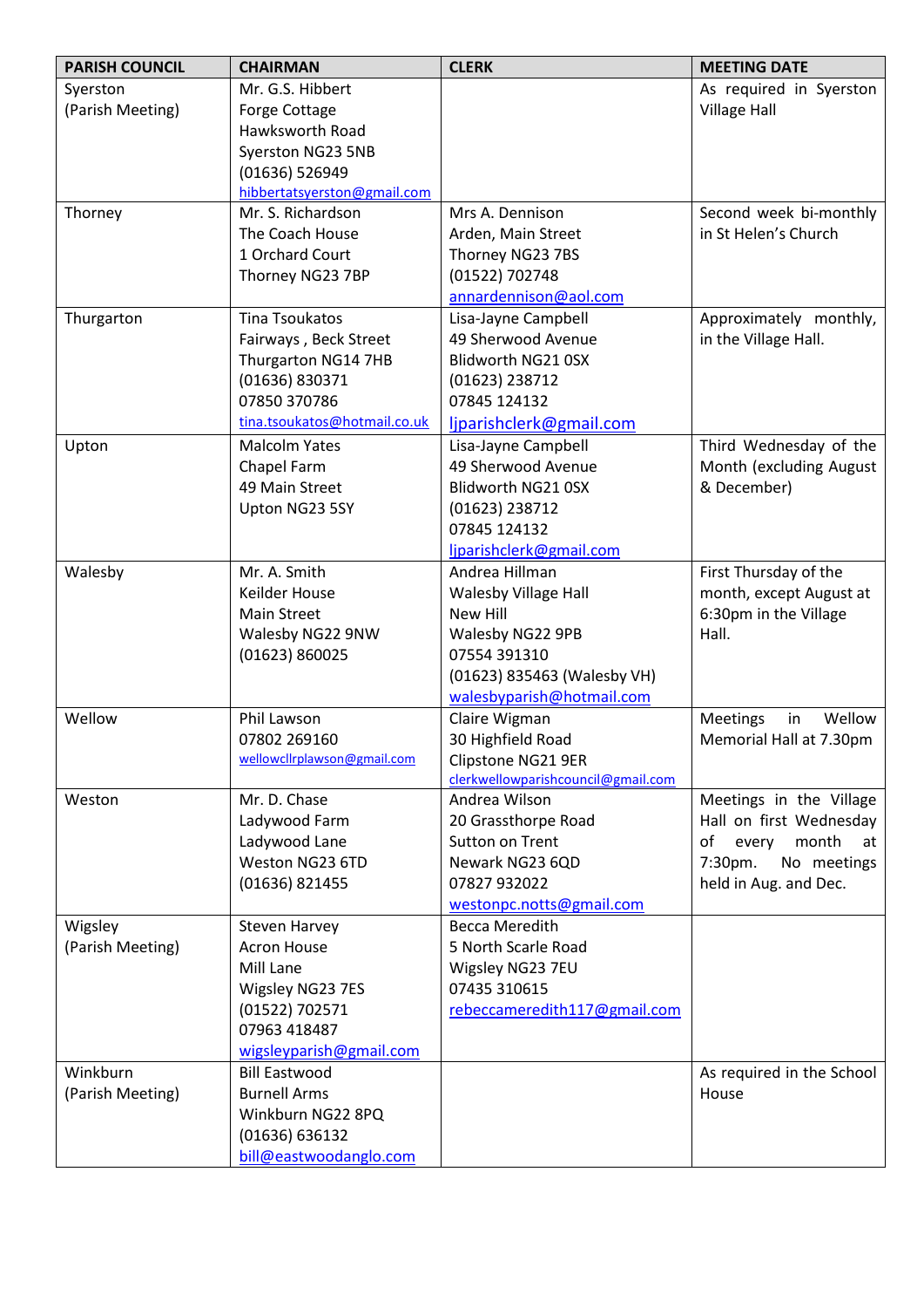| PARISH COUNCIL | CHAIRMAN | CLERK | MEETING DATE |
|---|---|---|---|
| Syerston (Parish Meeting) | Mr. G.S. Hibbert<br>Forge Cottage<br>Hawksworth Road<br>Syerston NG23 5NB<br>(01636) 526949<br>hibbertatsyerston@gmail.com | | As required in Syerston Village Hall |
| Thorney | Mr. S. Richardson<br>The Coach House<br>1 Orchard Court<br>Thorney NG23 7BP | Mrs A. Dennison<br>Arden, Main Street<br>Thorney NG23 7BS<br>(01522) 702748<br>annardennison@aol.com | Second week bi-monthly in St Helen's Church |
| Thurgarton | Tina Tsoukatos<br>Fairways , Beck Street<br>Thurgarton NG14 7HB<br>(01636) 830371<br>07850 370786<br>tina.tsoukatos@hotmail.co.uk | Lisa-Jayne Campbell<br>49 Sherwood Avenue<br>Blidworth NG21 0SX<br>(01623) 238712<br>07845 124132<br>ljparishclerk@gmail.com | Approximately monthly, in the Village Hall. |
| Upton | Malcolm Yates<br>Chapel Farm<br>49 Main Street<br>Upton NG23 5SY | Lisa-Jayne Campbell<br>49 Sherwood Avenue<br>Blidworth NG21 0SX<br>(01623) 238712<br>07845 124132<br>ljparishclerk@gmail.com | Third Wednesday of the Month (excluding August & December) |
| Walesby | Mr. A. Smith<br>Keilder House<br>Main Street<br>Walesby NG22 9NW<br>(01623) 860025 | Andrea Hillman<br>Walesby Village Hall<br>New Hill<br>Walesby NG22 9PB<br>07554 391310<br>(01623) 835463 (Walesby VH)<br>walesbyparish@hotmail.com | First Thursday of the month, except August at 6:30pm in the Village Hall. |
| Wellow | Phil Lawson<br>07802 269160<br>wellowcllrplawson@gmail.com | Claire Wigman<br>30 Highfield Road<br>Clipstone NG21 9ER<br>clerkwellowparishcouncil@gmail.com | Meetings in Wellow Memorial Hall at 7.30pm |
| Weston | Mr. D. Chase<br>Ladywood Farm<br>Ladywood Lane<br>Weston NG23 6TD<br>(01636) 821455 | Andrea Wilson<br>20 Grassthorpe Road<br>Sutton on Trent<br>Newark NG23 6QD<br>07827 932022<br>westonpc.notts@gmail.com | Meetings in the Village Hall on first Wednesday of every month at 7:30pm. No meetings held in Aug. and Dec. |
| Wigsley (Parish Meeting) | Steven Harvey<br>Acron House<br>Mill Lane<br>Wigsley NG23 7ES<br>(01522) 702571<br>07963 418487<br>wigsleyparish@gmail.com | Becca Meredith<br>5 North Scarle Road<br>Wigsley NG23 7EU<br>07435 310615<br>rebeccameredith117@gmail.com | |
| Winkburn (Parish Meeting) | Bill Eastwood<br>Burnell Arms<br>Winkburn NG22 8PQ<br>(01636) 636132<br>bill@eastwoodanglo.com | | As required in the School House |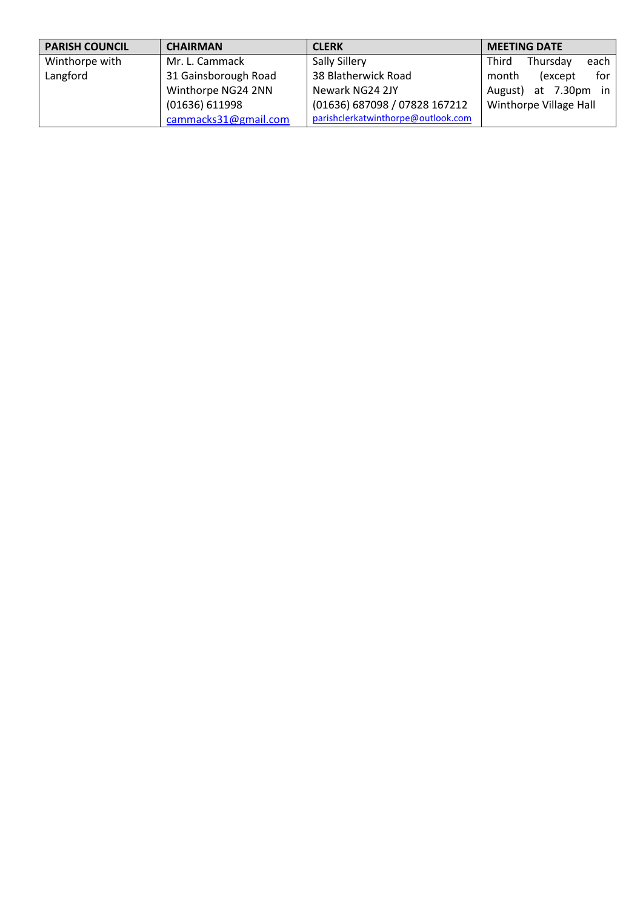| PARISH COUNCIL | CHAIRMAN | CLERK | MEETING DATE |
| --- | --- | --- | --- |
| Winthorpe with Langford | Mr. L. Cammack<br>31 Gainsborough Road<br>Winthorpe NG24 2NN<br>(01636) 611998<br>cammacks31@gmail.com | Sally Sillery<br>38 Blatherwick Road<br>Newark NG24 2JY<br>(01636) 687098 / 07828 167212<br>parishclerkatwinthorpe@outlook.com | Third Thursday each month (except for August) at 7.30pm in Winthorpe Village Hall |